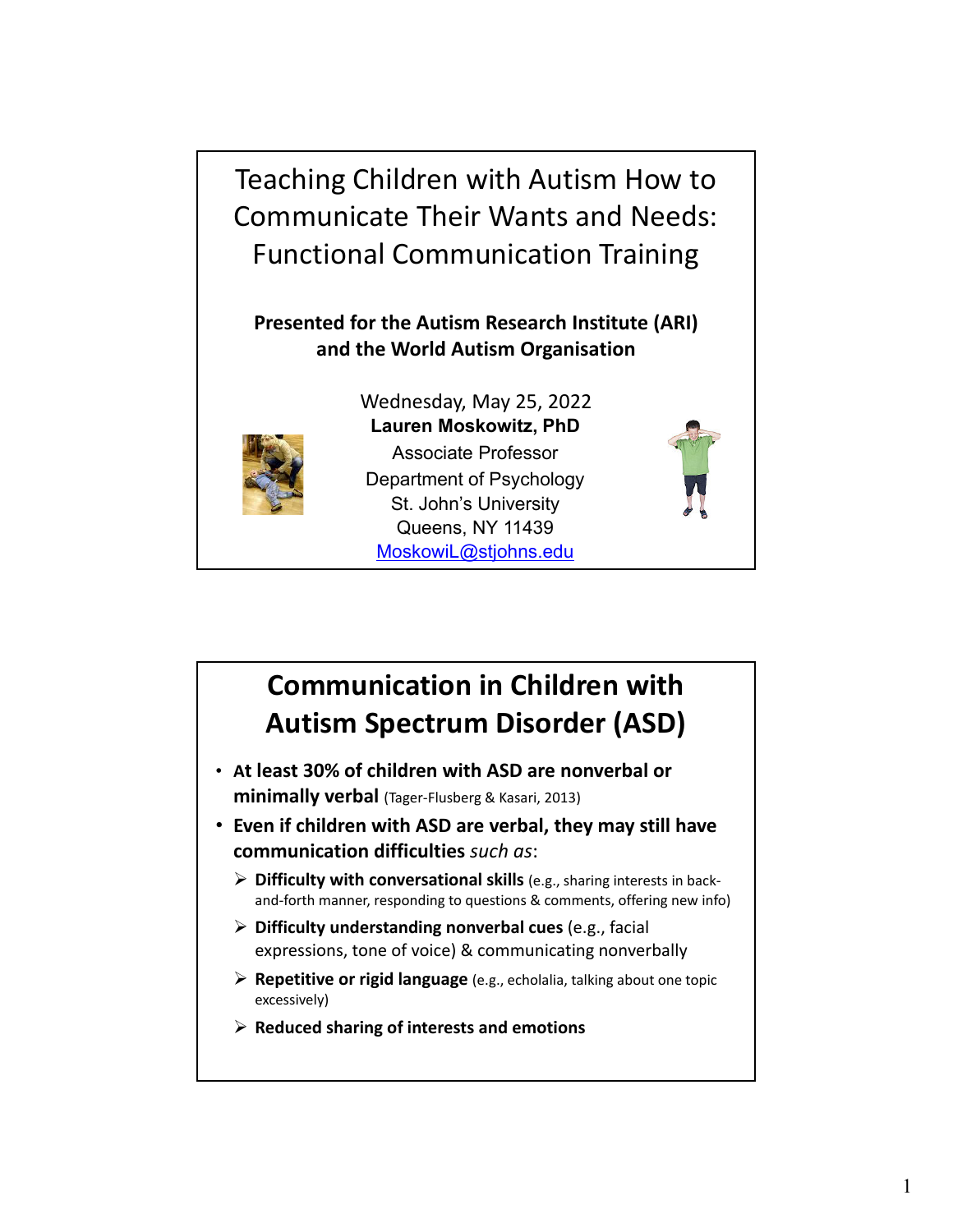# Teaching Children with Autism How to Communicate Their Wants and Needs: Functional Communication Training

**Presented for the Autism Research Institute (ARI) and the World Autism Organisation**

Wednesday, May 25, 2022

**Lauren Moskowitz, PhD**

Associate Professor

Department of Psychology

St. John's University

Queens, NY 11439

MoskowiL@stjohns.edu

## Communication in Children with Autism Spectrum Disorder (ASD)

- **At least 30% of children with ASD are nonverbal or minimally verbal** (Tager-Flusberg & Kasari, 2013)
- **Even if children with ASD are verbal, they may still have communication difficulties** *such as*:
  - **Difficulty with conversational skills** (e.g., sharing interests in back-and-forth manner, responding to questions & comments, offering new info)
  - **Difficulty understanding nonverbal cues** (e.g., facial expressions, tone of voice) & communicating nonverbally
  - **Repetitive or rigid language** (e.g., echolalia, talking about one topic excessively)
  - **Reduced sharing of interests and emotions**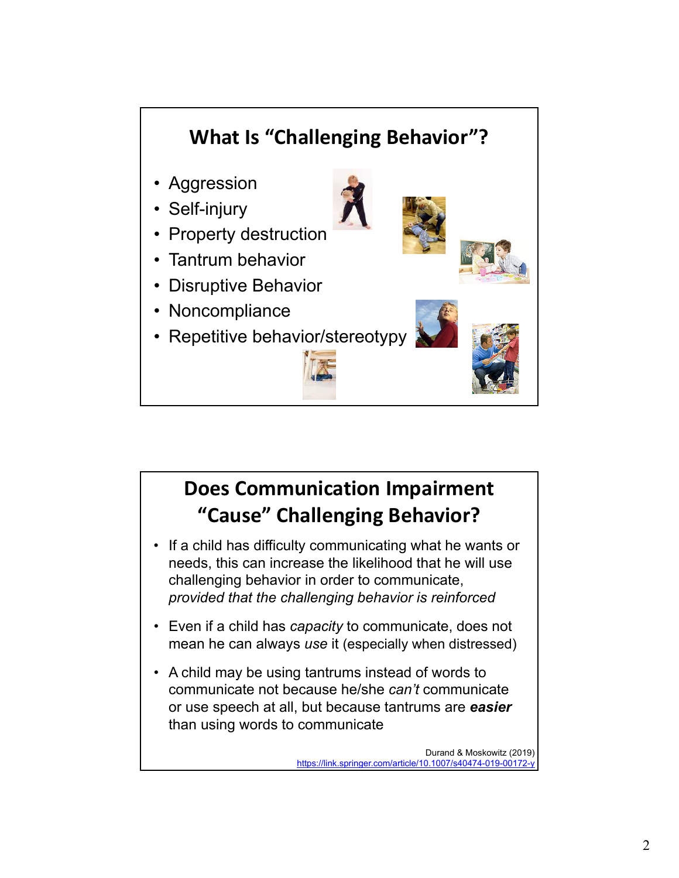## What Is "Challenging Behavior"?

- Aggression
- Self-injury
- Property destruction
- Tantrum behavior
- Disruptive Behavior
- Noncompliance
- Repetitive behavior/stereotypy

## Does Communication Impairment "Cause" Challenging Behavior?

- If a child has difficulty communicating what he wants or needs, this can increase the likelihood that he will use challenging behavior in order to communicate, *provided that the challenging behavior is reinforced*
- Even if a child has *capacity* to communicate, does not mean he can always *use* it (especially when distressed)
- A child may be using tantrums instead of words to communicate not because he/she *can't* communicate or use speech at all, but because tantrums are ***easier*** than using words to communicate

Durand & Moskowitz (2019)
https://link.springer.com/article/10.1007/s40474-019-00172-y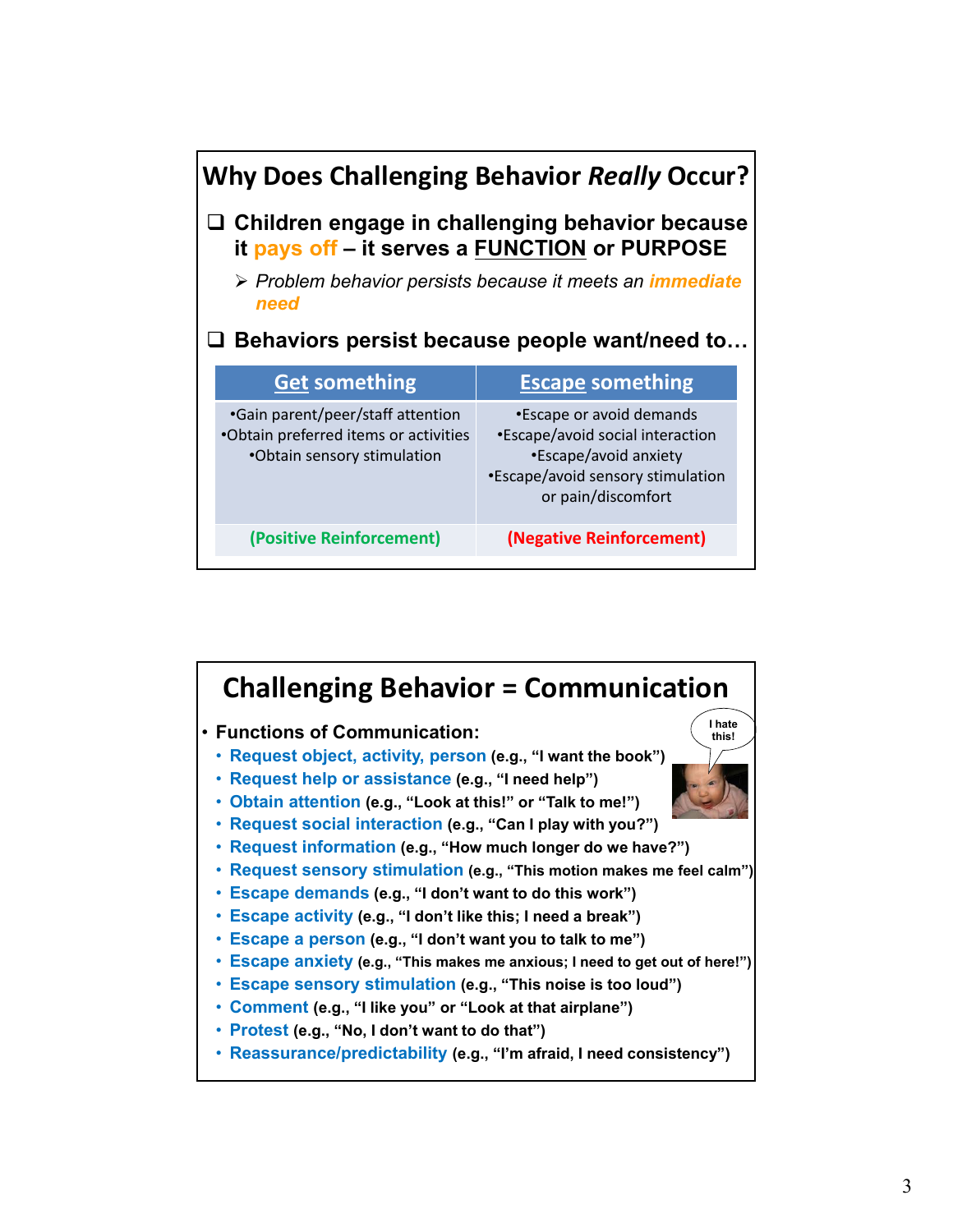# Why Does Challenging Behavior *Really* Occur?

- **Children engage in challenging behavior because it pays off – it serves a FUNCTION or PURPOSE**
  - *Problem behavior persists because it meets an* ***immediate need***
- **Behaviors persist because people want/need to…**

| Get something | Escape something |
|---|---|
| •Gain parent/peer/staff attention<br>•Obtain preferred items or activities<br>•Obtain sensory stimulation | •Escape or avoid demands<br>•Escape/avoid social interaction<br>•Escape/avoid anxiety<br>•Escape/avoid sensory stimulation or pain/discomfort |
| (Positive Reinforcement) | (Negative Reinforcement) |

# Challenging Behavior = Communication

- **Functions of Communication:**
  - **Request object, activity, person** (e.g., "I want the book")
  - **Request help or assistance** (e.g., "I need help")
  - **Obtain attention** (e.g., "Look at this!" or "Talk to me!")
  - **Request social interaction** (e.g., "Can I play with you?")
  - **Request information** (e.g., "How much longer do we have?")
  - **Request sensory stimulation** (e.g., "This motion makes me feel calm")
  - **Escape demands** (e.g., "I don't want to do this work")
  - **Escape activity** (e.g., "I don't like this; I need a break")
  - **Escape a person** (e.g., "I don't want you to talk to me")
  - **Escape anxiety** (e.g., "This makes me anxious; I need to get out of here!")
  - **Escape sensory stimulation** (e.g., "This noise is too loud")
  - **Comment** (e.g., "I like you" or "Look at that airplane")
  - **Protest** (e.g., "No, I don't want to do that")
  - **Reassurance/predictability** (e.g., "I'm afraid, I need consistency")

I hate this!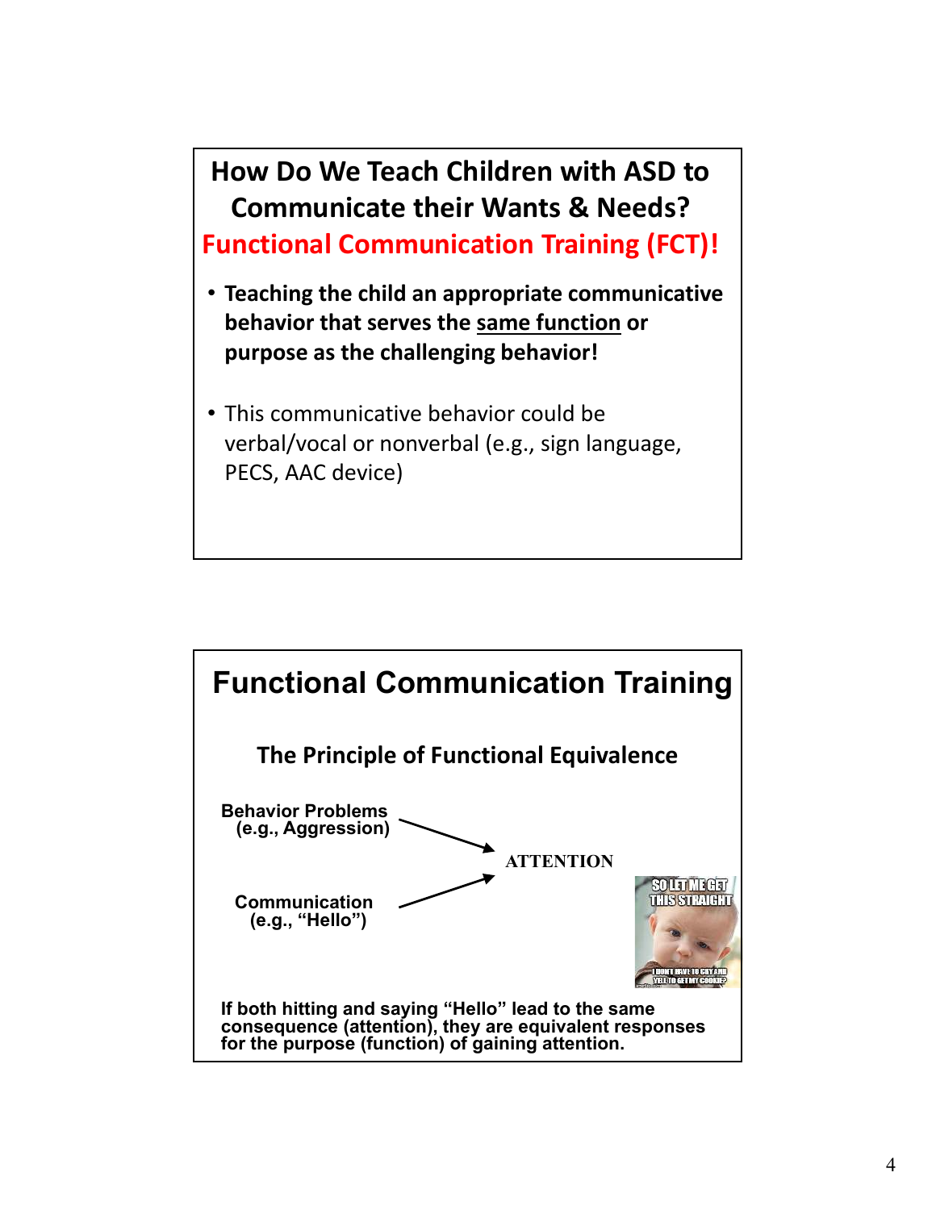## How Do We Teach Children with ASD to Communicate their Wants & Needs?

## Functional Communication Training (FCT)!

- **Teaching the child an appropriate communicative behavior that serves the <u>same function</u> or purpose as the challenging behavior!**
- This communicative behavior could be verbal/vocal or nonverbal (e.g., sign language, PECS, AAC device)

## Functional Communication Training

### The Principle of Functional Equivalence

**Behavior Problems (e.g., Aggression)** → **ATTENTION**

**Communication (e.g., "Hello")** → **ATTENTION**

**If both hitting and saying "Hello" lead to the same consequence (attention), they are equivalent responses for the purpose (function) of gaining attention.**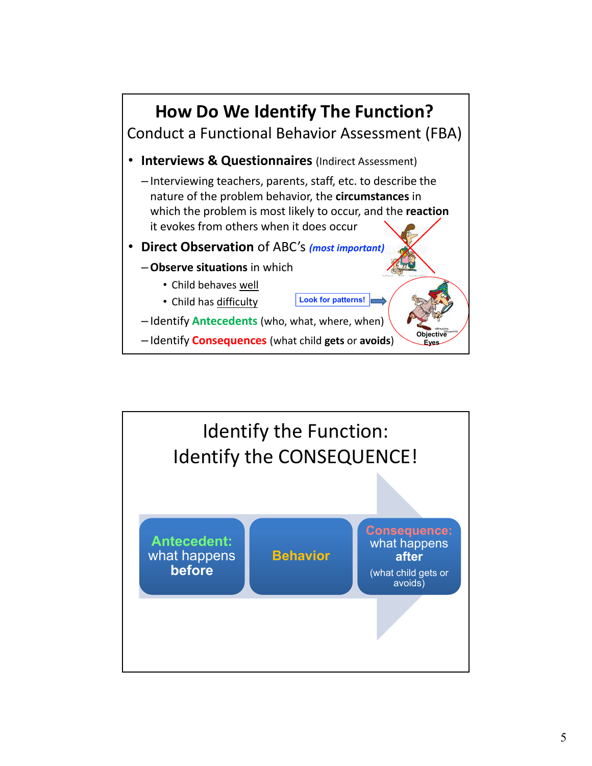## How Do We Identify The Function?

Conduct a Functional Behavior Assessment (FBA)

- **Interviews & Questionnaires** (Indirect Assessment)
  - Interviewing teachers, parents, staff, etc. to describe the nature of the problem behavior, the **circumstances** in which the problem is most likely to occur, and the **reaction** it evokes from others when it does occur
- **Direct Observation** of ABC's ***(most important)***
  - **Observe situations** in which
    - Child behaves well
    - Child has difficulty
  - Identify **Antecedents** (who, what, where, when)
  - Identify **Consequences** (what child **gets** or **avoids**)

Look for patterns!

Objective Eyes

## Identify the Function: Identify the CONSEQUENCE!

**Antecedent:** what happens **before** → **Behavior** → **Consequence:** what happens **after** (what child gets or avoids)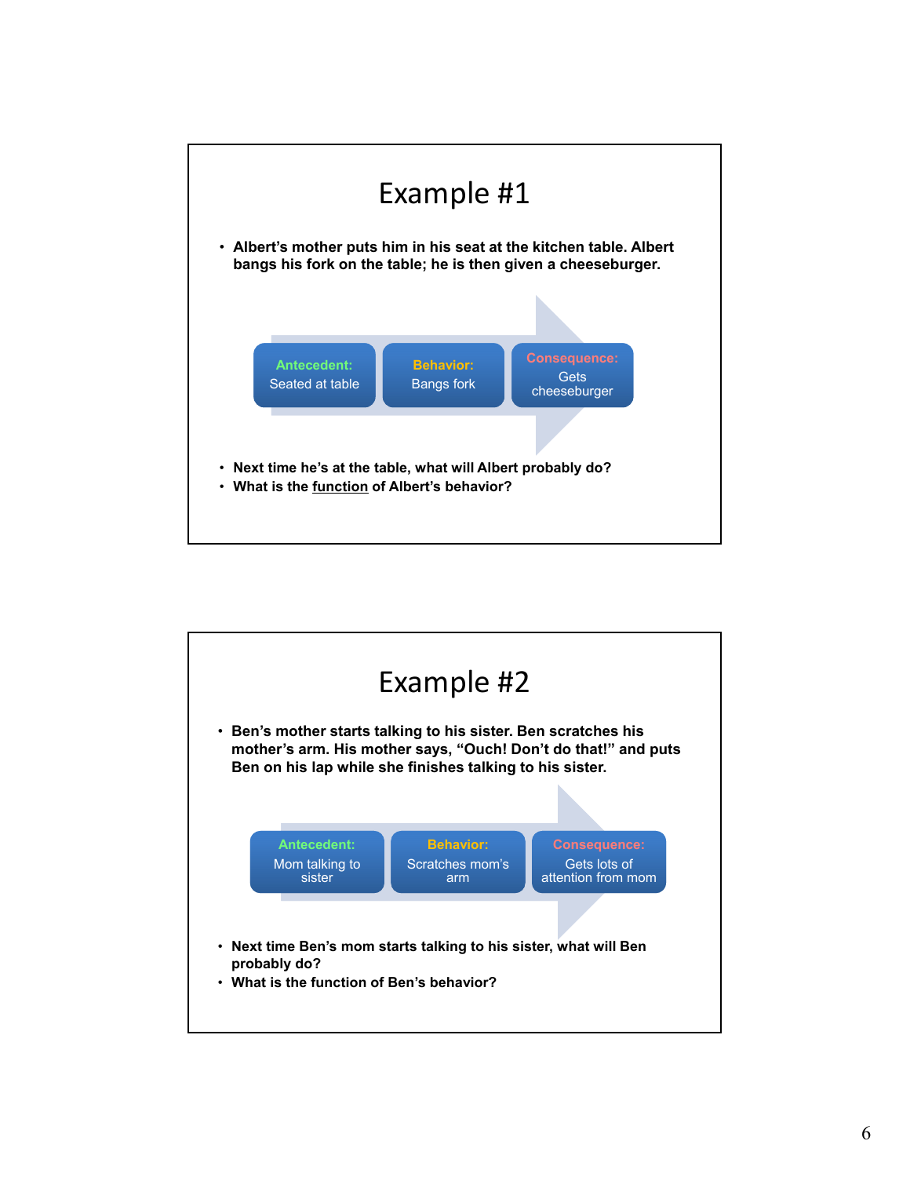# Example #1

- **Albert's mother puts him in his seat at the kitchen table. Albert bangs his fork on the table; he is then given a cheeseburger.**

| Antecedent: | Behavior: | Consequence: |
|---|---|---|
| Seated at table | Bangs fork | Gets cheeseburger |

- **Next time he's at the table, what will Albert probably do?**
- **What is the <u>function</u> of Albert's behavior?**

# Example #2

- **Ben's mother starts talking to his sister. Ben scratches his mother's arm. His mother says, "Ouch! Don't do that!" and puts Ben on his lap while she finishes talking to his sister.**

| Antecedent: | Behavior: | Consequence: |
|---|---|---|
| Mom talking to sister | Scratches mom's arm | Gets lots of attention from mom |

- **Next time Ben's mom starts talking to his sister, what will Ben probably do?**
- **What is the function of Ben's behavior?**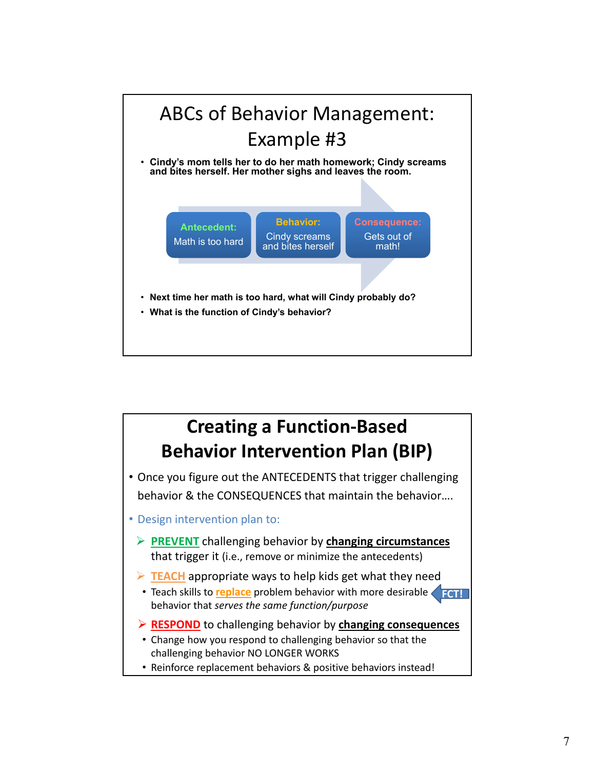# ABCs of Behavior Management: Example #3

- Cindy's mom tells her to do her math homework; Cindy screams and bites herself. Her mother sighs and leaves the room.

**Antecedent:** Math is too hard → **Behavior:** Cindy screams and bites herself → **Consequence:** Gets out of math!

- Next time her math is too hard, what will Cindy probably do?
- What is the function of Cindy's behavior?

# Creating a Function-Based Behavior Intervention Plan (BIP)

- Once you figure out the ANTECEDENTS that trigger challenging behavior & the CONSEQUENCES that maintain the behavior....
- Design intervention plan to:
  - **PREVENT** challenging behavior by **changing circumstances** that trigger it (i.e., remove or minimize the antecedents)
  - **TEACH** appropriate ways to help kids get what they need
    - Teach skills to **replace** problem behavior with more desirable behavior that *serves the same function/purpose* — **FCT!**
  - **RESPOND** to challenging behavior by **changing consequences**
    - Change how you respond to challenging behavior so that the challenging behavior NO LONGER WORKS
    - Reinforce replacement behaviors & positive behaviors instead!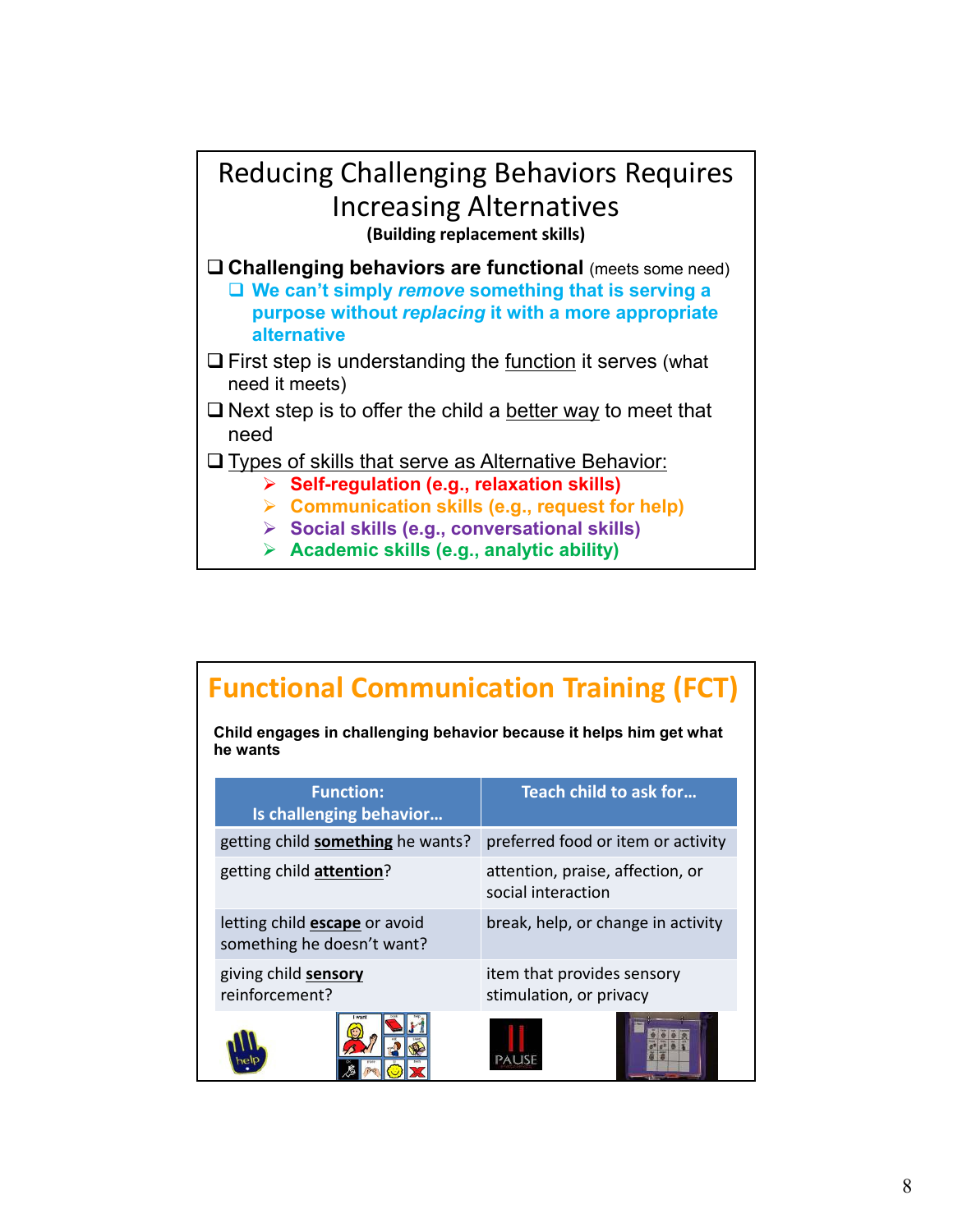## Reducing Challenging Behaviors Requires Increasing Alternatives

**(Building replacement skills)**

- **Challenging behaviors are functional** (meets some need)
  - **We can't simply *remove* something that is serving a purpose without *replacing* it with a more appropriate alternative**
- First step is understanding the function it serves (what need it meets)
- Next step is to offer the child a better way to meet that need
- Types of skills that serve as Alternative Behavior:
  - **Self-regulation (e.g., relaxation skills)**
  - **Communication skills (e.g., request for help)**
  - **Social skills (e.g., conversational skills)**
  - **Academic skills (e.g., analytic ability)**

## Functional Communication Training (FCT)

**Child engages in challenging behavior because it helps him get what he wants**

| Function: Is challenging behavior… | Teach child to ask for… |
|---|---|
| getting child **something** he wants? | preferred food or item or activity |
| getting child **attention**? | attention, praise, affection, or social interaction |
| letting child **escape** or avoid something he doesn't want? | break, help, or change in activity |
| giving child **sensory** reinforcement? | item that provides sensory stimulation, or privacy |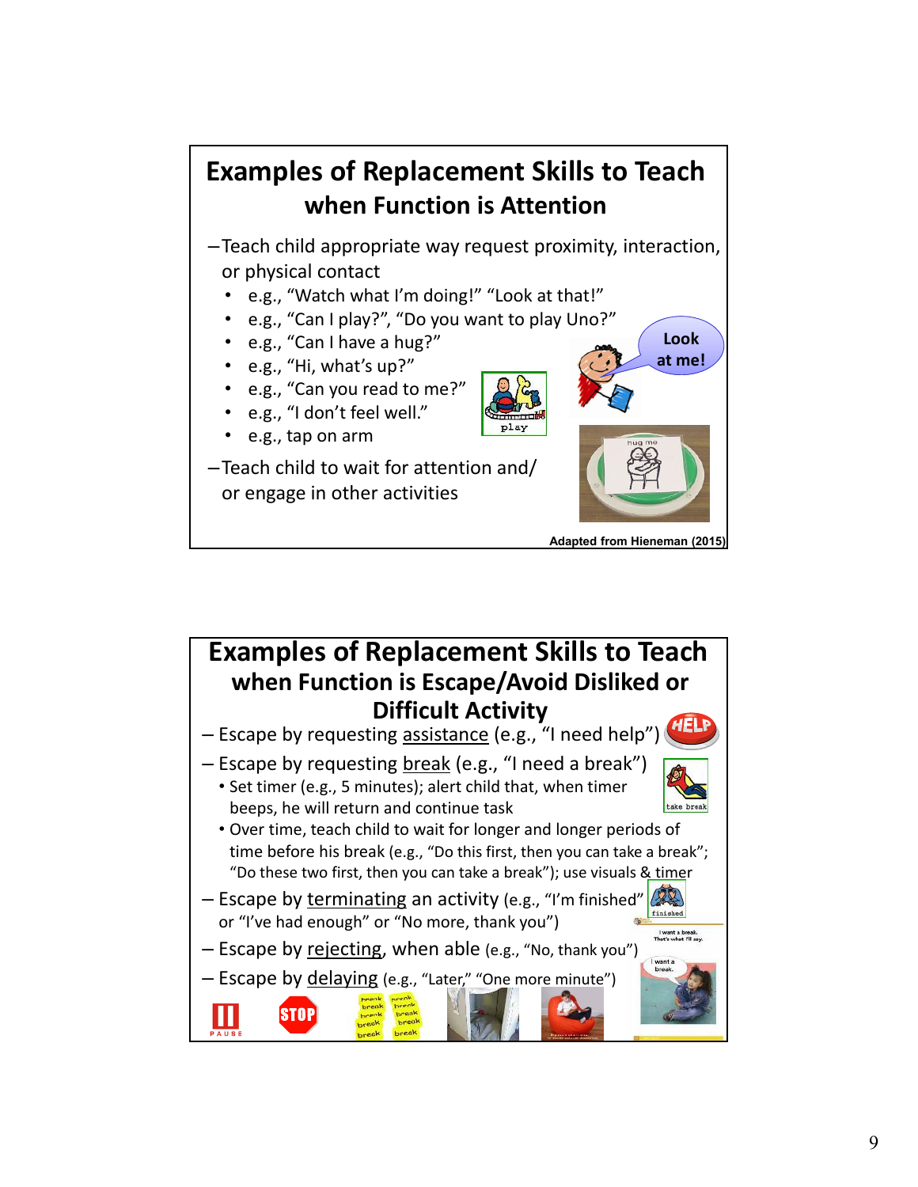## Examples of Replacement Skills to Teach when Function is Attention

- Teach child appropriate way request proximity, interaction, or physical contact
  - e.g., "Watch what I'm doing!" "Look at that!"
  - e.g., "Can I play?", "Do you want to play Uno?"
  - e.g., "Can I have a hug?"
  - e.g., "Hi, what's up?"
  - e.g., "Can you read to me?"
  - e.g., "I don't feel well."
  - e.g., tap on arm
- Teach child to wait for attention and/ or engage in other activities

Adapted from Hieneman (2015)

## Examples of Replacement Skills to Teach when Function is Escape/Avoid Disliked or Difficult Activity

- Escape by requesting assistance (e.g., "I need help")
- Escape by requesting break (e.g., "I need a break")
  - Set timer (e.g., 5 minutes); alert child that, when timer beeps, he will return and continue task
  - Over time, teach child to wait for longer and longer periods of time before his break (e.g., "Do this first, then you can take a break"; "Do these two first, then you can take a break"); use visuals & timer
- Escape by terminating an activity (e.g., "I'm finished" or "I've had enough" or "No more, thank you")
- Escape by rejecting, when able (e.g., "No, thank you")
- Escape by delaying (e.g., "Later," "One more minute")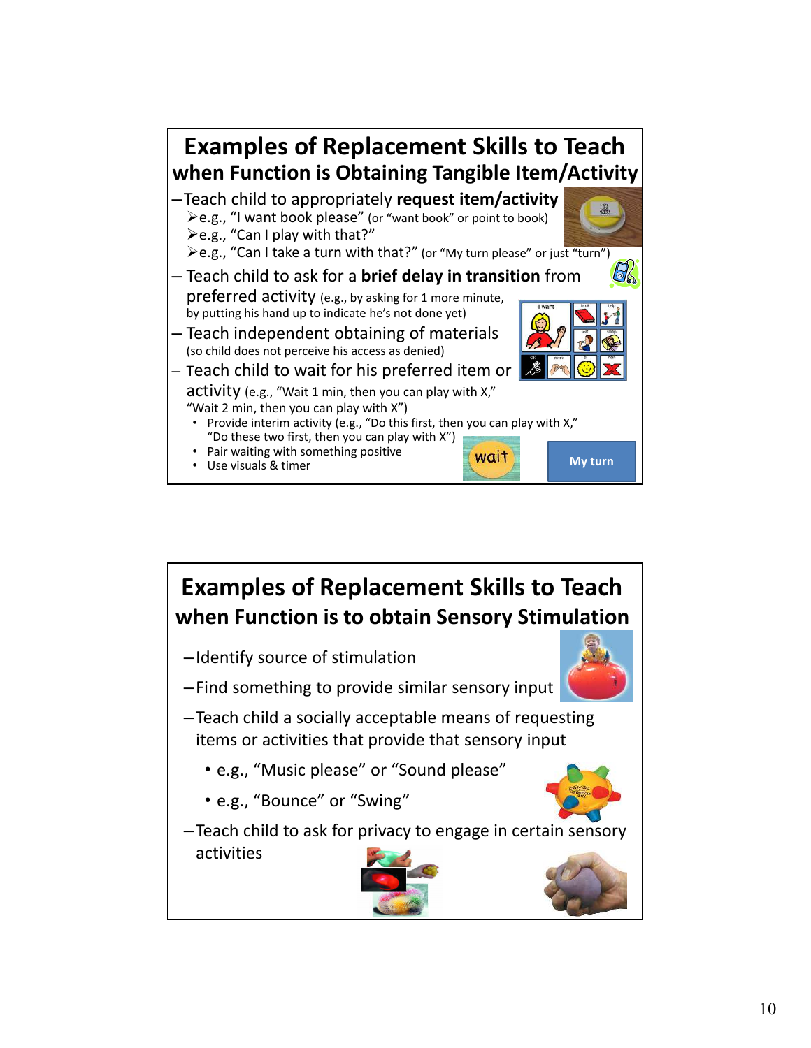## Examples of Replacement Skills to Teach when Function is Obtaining Tangible Item/Activity

- Teach child to appropriately **request item/activity**
  - e.g., "I want book please" (or "want book" or point to book)
  - e.g., "Can I play with that?"
  - e.g., "Can I take a turn with that?" (or "My turn please" or just "turn")
- Teach child to ask for a **brief delay in transition** from preferred activity (e.g., by asking for 1 more minute, by putting his hand up to indicate he's not done yet)
- Teach independent obtaining of materials (so child does not perceive his access as denied)
- Teach child to wait for his preferred item or activity (e.g., "Wait 1 min, then you can play with X," "Wait 2 min, then you can play with X")
  - Provide interim activity (e.g., "Do this first, then you can play with X," "Do these two first, then you can play with X")
  - Pair waiting with something positive
  - Use visuals & timer

## Examples of Replacement Skills to Teach when Function is to obtain Sensory Stimulation

- Identify source of stimulation
- Find something to provide similar sensory input
- Teach child a socially acceptable means of requesting items or activities that provide that sensory input
  - e.g., "Music please" or "Sound please"
  - e.g., "Bounce" or "Swing"
- Teach child to ask for privacy to engage in certain sensory activities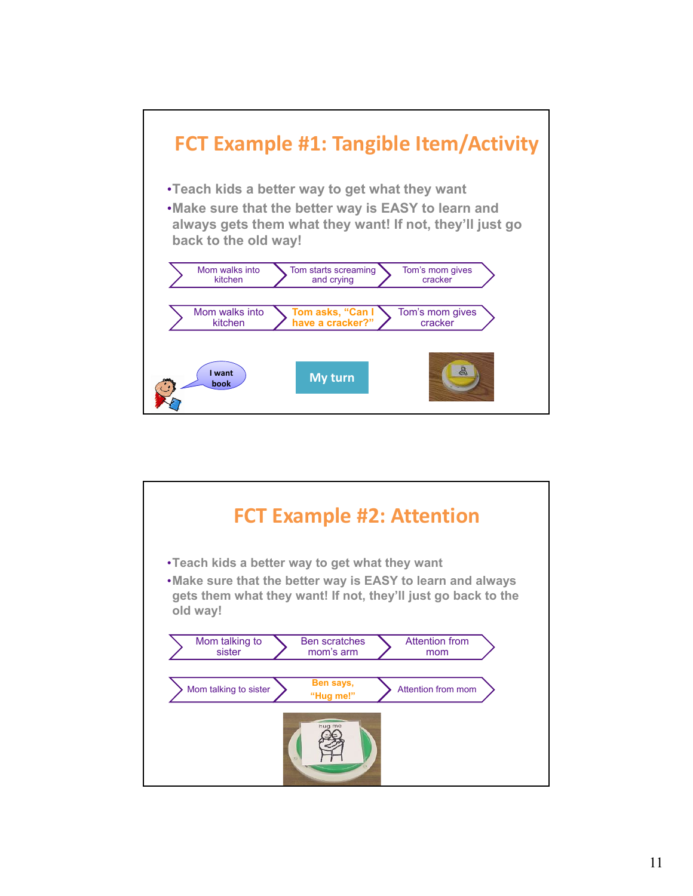## FCT Example #1: Tangible Item/Activity

- Teach kids a better way to get what they want
- Make sure that the better way is EASY to learn and always gets them what they want! If not, they'll just go back to the old way!

Mom walks into kitchen → Tom starts screaming and crying → Tom's mom gives cracker

Mom walks into kitchen → **Tom asks, "Can I have a cracker?"** → Tom's mom gives cracker

I want book

My turn

## FCT Example #2: Attention

- Teach kids a better way to get what they want
- Make sure that the better way is EASY to learn and always gets them what they want! If not, they'll just go back to the old way!

Mom talking to sister → Ben scratches mom's arm → Attention from mom

Mom talking to sister → **Ben says, "Hug me!"** → Attention from mom

hug me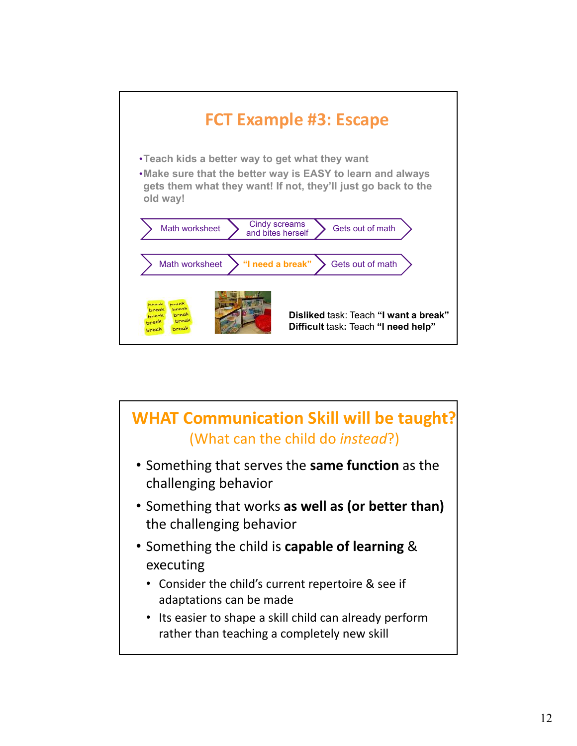## FCT Example #3: Escape

- Teach kids a better way to get what they want
- Make sure that the better way is EASY to learn and always gets them what they want! If not, they'll just go back to the old way!

Math worksheet → Cindy screams and bites herself → Gets out of math

Math worksheet → **"I need a break"** → Gets out of math

**Disliked** task: Teach **"I want a break"**
**Difficult** task: Teach **"I need help"**

## WHAT Communication Skill will be taught?

(What can the child do *instead*?)

- Something that serves the **same function** as the challenging behavior
- Something that works **as well as (or better than)** the challenging behavior
- Something the child is **capable of learning** & executing
  - Consider the child's current repertoire & see if adaptations can be made
  - Its easier to shape a skill child can already perform rather than teaching a completely new skill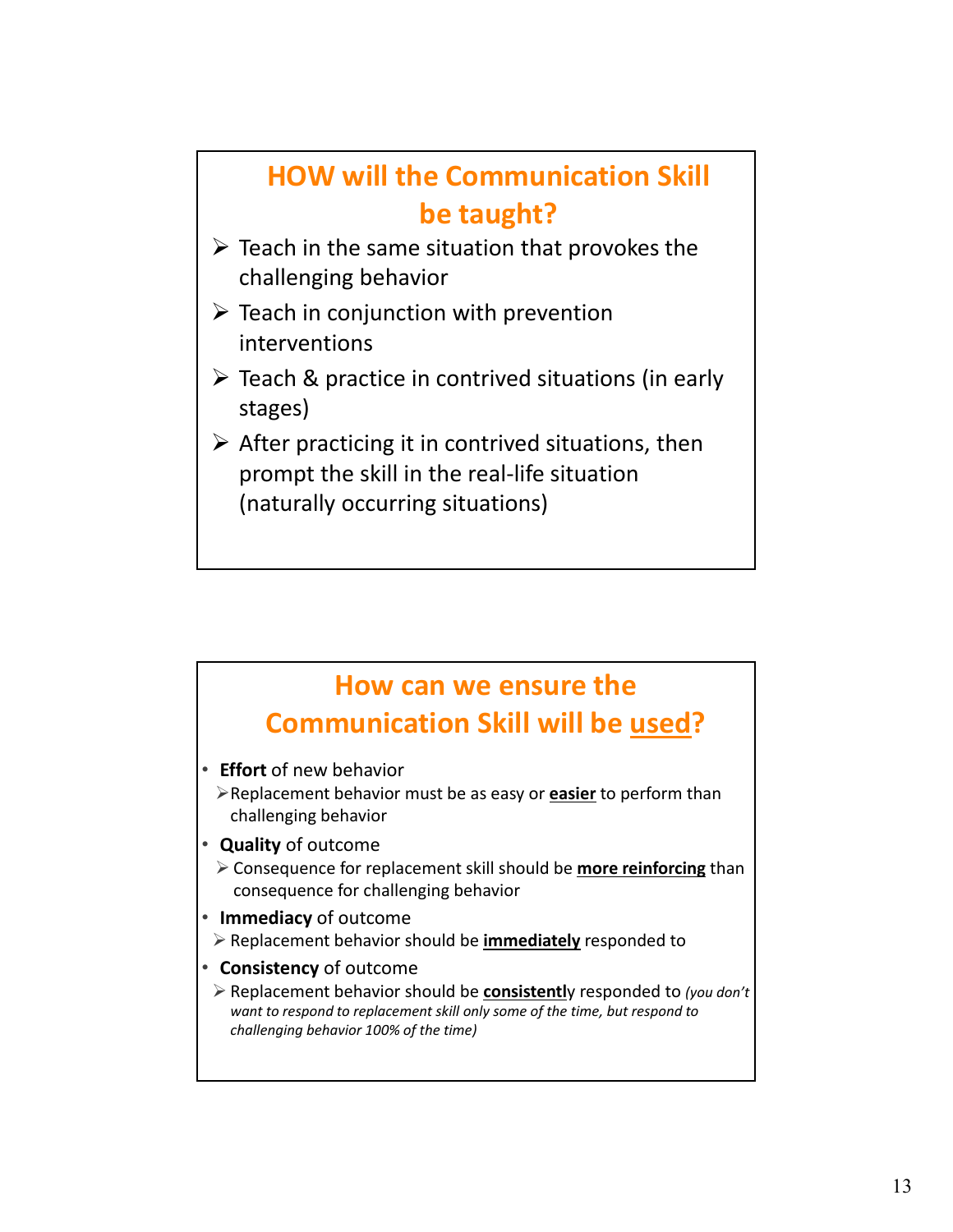## HOW will the Communication Skill be taught?

- Teach in the same situation that provokes the challenging behavior
- Teach in conjunction with prevention interventions
- Teach & practice in contrived situations (in early stages)
- After practicing it in contrived situations, then prompt the skill in the real-life situation (naturally occurring situations)

## How can we ensure the Communication Skill will be used?

- **Effort** of new behavior
  - Replacement behavior must be as easy or **easier** to perform than challenging behavior
- **Quality** of outcome
  - Consequence for replacement skill should be **more reinforcing** than consequence for challenging behavior
- **Immediacy** of outcome
  - Replacement behavior should be **immediately** responded to
- **Consistency** of outcome
  - Replacement behavior should be **consistentl**y responded to *(you don't want to respond to replacement skill only some of the time, but respond to challenging behavior 100% of the time)*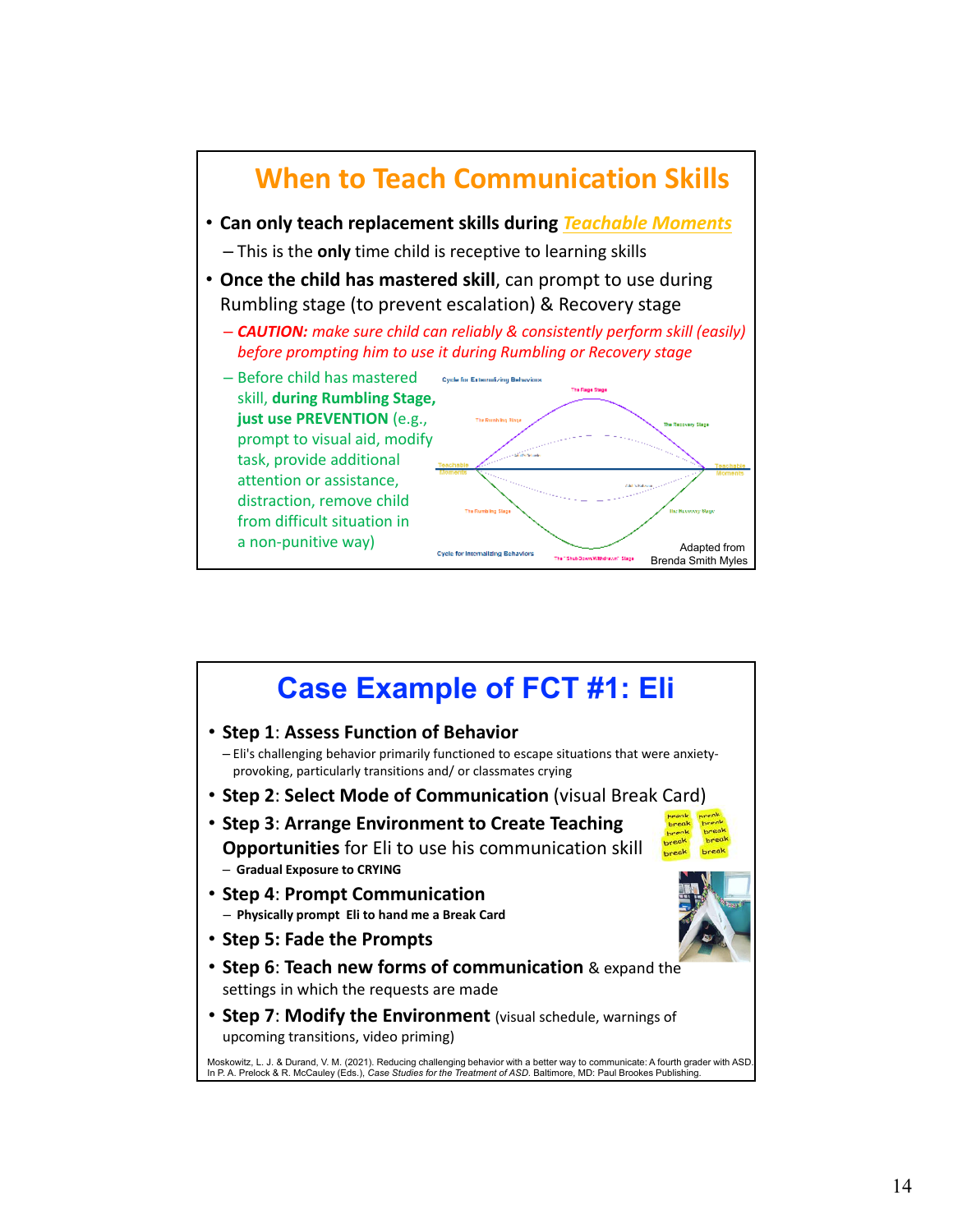## When to Teach Communication Skills

- **Can only teach replacement skills during** ***Teachable Moments***
  - This is the **only** time child is receptive to learning skills
- **Once the child has mastered skill**, can prompt to use during Rumbling stage (to prevent escalation) & Recovery stage
  - ***CAUTION:*** *make sure child can reliably & consistently perform skill (easily) before prompting him to use it during Rumbling or Recovery stage*
  - Before child has mastered skill, **during Rumbling Stage, just use PREVENTION** (e.g., prompt to visual aid, modify task, provide additional attention or assistance, distraction, remove child from difficult situation in a non-punitive way)

Cycle for Externalizing Behaviors

Cycle for Internalizing Behaviors

Adapted from Brenda Smith Myles

## Case Example of FCT #1: Eli

- **Step 1**: **Assess Function of Behavior**
  - Eli's challenging behavior primarily functioned to escape situations that were anxiety-provoking, particularly transitions and/ or classmates crying
- **Step 2**: **Select Mode of Communication** (visual Break Card)
- **Step 3**: **Arrange Environment to Create Teaching Opportunities** for Eli to use his communication skill
  - **Gradual Exposure to CRYING**
- **Step 4**: **Prompt Communication**
  - **Physically prompt Eli to hand me a Break Card**
- **Step 5: Fade the Prompts**
- **Step 6**: **Teach new forms of communication** & expand the settings in which the requests are made
- **Step 7**: **Modify the Environment** (visual schedule, warnings of upcoming transitions, video priming)

Moskowitz, L. J. & Durand, V. M. (2021). Reducing challenging behavior with a better way to communicate: A fourth grader with ASD. In P. A. Prelock & R. McCauley (Eds.), *Case Studies for the Treatment of ASD*. Baltimore, MD: Paul Brookes Publishing.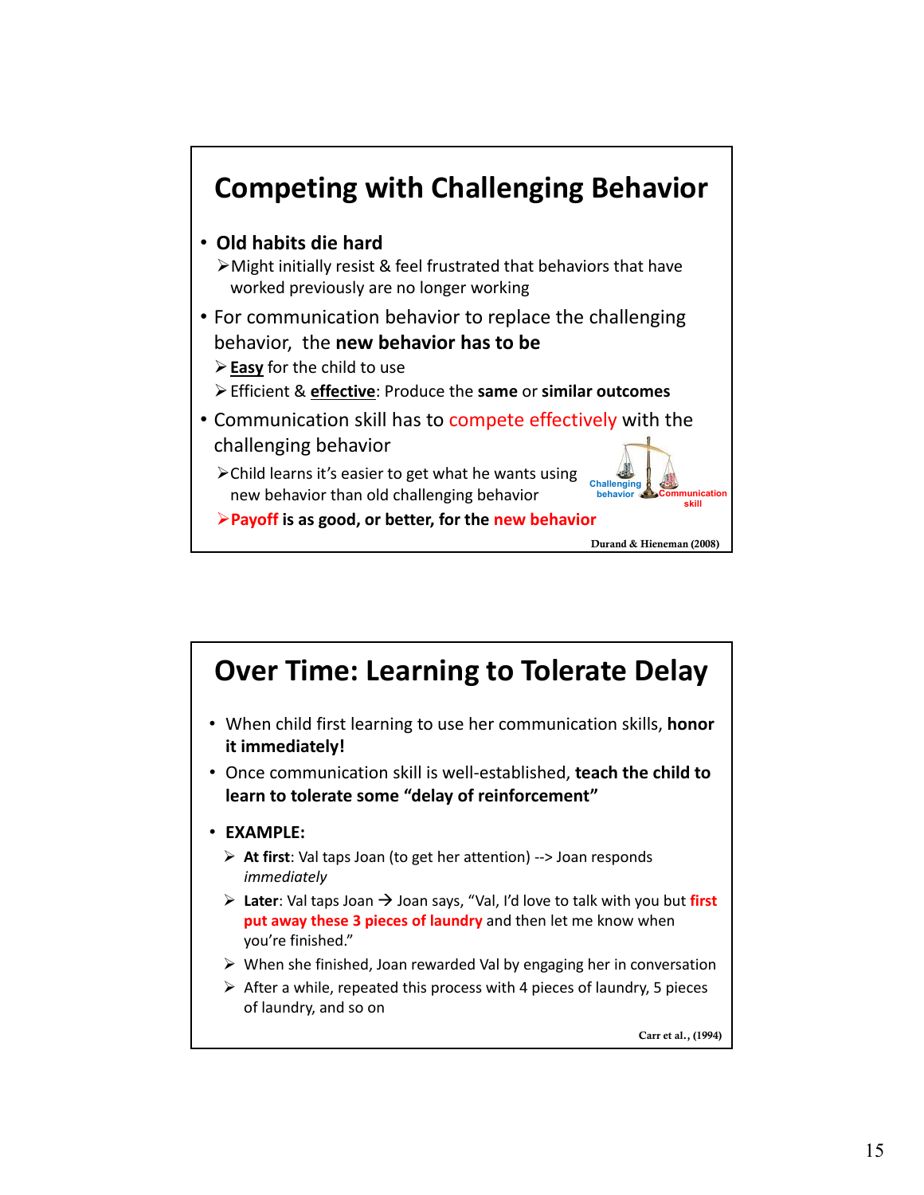## Competing with Challenging Behavior

- **Old habits die hard**
  - Might initially resist & feel frustrated that behaviors that have worked previously are no longer working
- For communication behavior to replace the challenging behavior, the **new behavior has to be**
  - **Easy** for the child to use
  - Efficient & **effective**: Produce the **same** or **similar outcomes**
- Communication skill has to compete effectively with the challenging behavior
  - Child learns it's easier to get what he wants using new behavior than old challenging behavior
  - **Payoff is as good, or better, for the new behavior**

Challenging behavior | Communication skill

Durand & Hieneman (2008)

## Over Time: Learning to Tolerate Delay

- When child first learning to use her communication skills, **honor it immediately!**
- Once communication skill is well-established, **teach the child to learn to tolerate some "delay of reinforcement"**
- **EXAMPLE:**
  - **At first**: Val taps Joan (to get her attention) --> Joan responds *immediately*
  - **Later**: Val taps Joan → Joan says, "Val, I'd love to talk with you but **first put away these 3 pieces of laundry** and then let me know when you're finished."
  - When she finished, Joan rewarded Val by engaging her in conversation
  - After a while, repeated this process with 4 pieces of laundry, 5 pieces of laundry, and so on

Carr et al., (1994)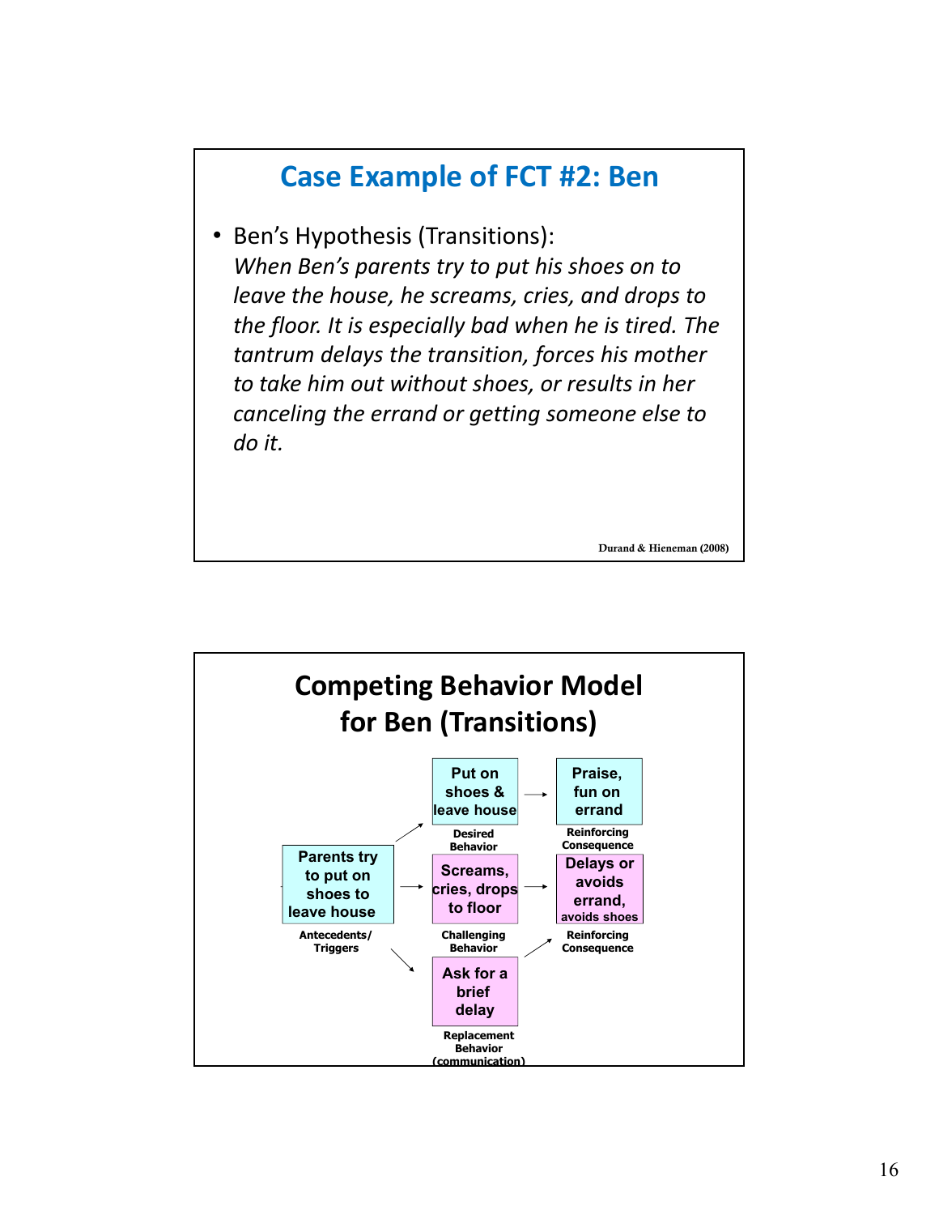## Case Example of FCT #2: Ben

- Ben's Hypothesis (Transitions):
  *When Ben's parents try to put his shoes on to leave the house, he screams, cries, and drops to the floor. It is especially bad when he is tired. The tantrum delays the transition, forces his mother to take him out without shoes, or results in her canceling the errand or getting someone else to do it.*

Durand & Hieneman (2008)

## Competing Behavior Model for Ben (Transitions)

| Antecedents/Triggers | Behavior | Reinforcing Consequence |
| --- | --- | --- |
| Parents try to put on shoes to leave house | **Desired Behavior:** Put on shoes & leave house | Praise, fun on errand |
| Parents try to put on shoes to leave house | **Challenging Behavior:** Screams, cries, drops to floor | Delays or avoids errand, avoids shoes |
| Parents try to put on shoes to leave house | **Replacement Behavior (communication):** Ask for a brief delay | Delays or avoids errand, avoids shoes |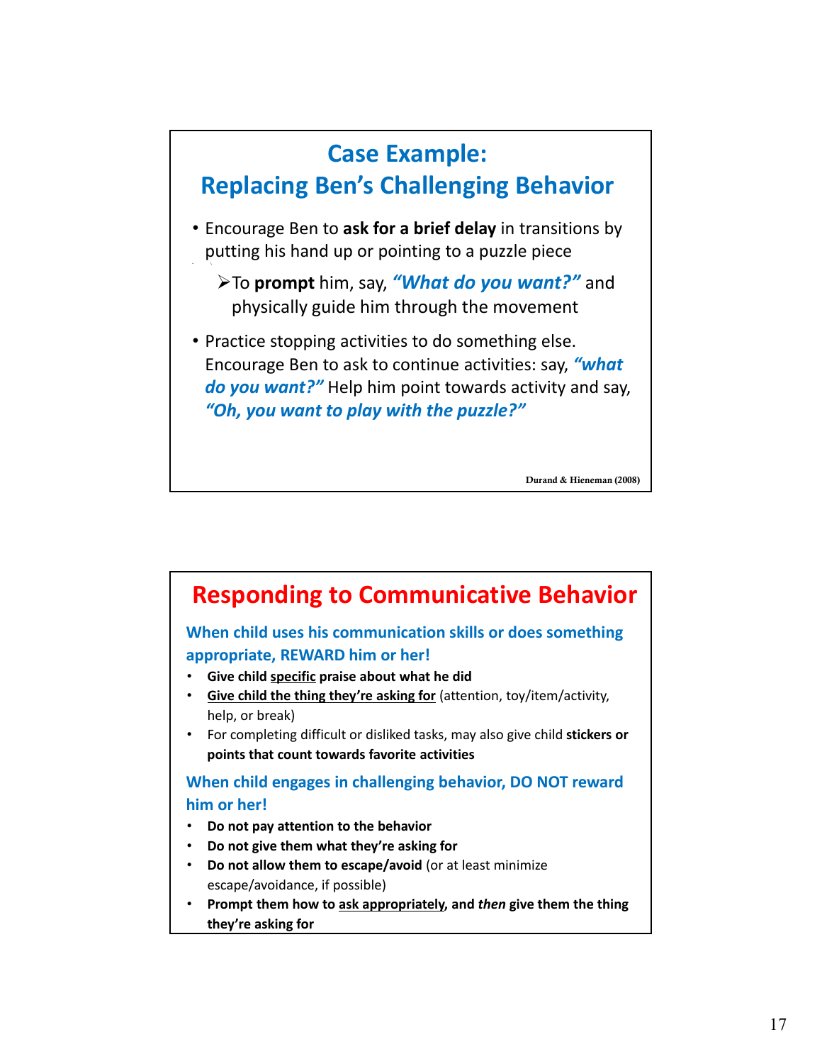## Case Example: Replacing Ben's Challenging Behavior

- Encourage Ben to **ask for a brief delay** in transitions by putting his hand up or pointing to a puzzle piece
  - To **prompt** him, say, ***"What do you want?"*** and physically guide him through the movement
- Practice stopping activities to do something else. Encourage Ben to ask to continue activities: say, ***"what do you want?"*** Help him point towards activity and say, ***"Oh, you want to play with the puzzle?"***

Durand & Hieneman (2008)

## Responding to Communicative Behavior

**When child uses his communication skills or does something appropriate, REWARD him or her!**

- **Give child <u>specific</u> praise about what he did**
- **<u>Give child the thing they're asking for</u>** (attention, toy/item/activity, help, or break)
- For completing difficult or disliked tasks, may also give child **stickers or points that count towards favorite activities**

**When child engages in challenging behavior, DO NOT reward him or her!**

- **Do not pay attention to the behavior**
- **Do not give them what they're asking for**
- **Do not allow them to escape/avoid** (or at least minimize escape/avoidance, if possible)
- **Prompt them how to <u>ask appropriately</u>, and *then* give them the thing they're asking for**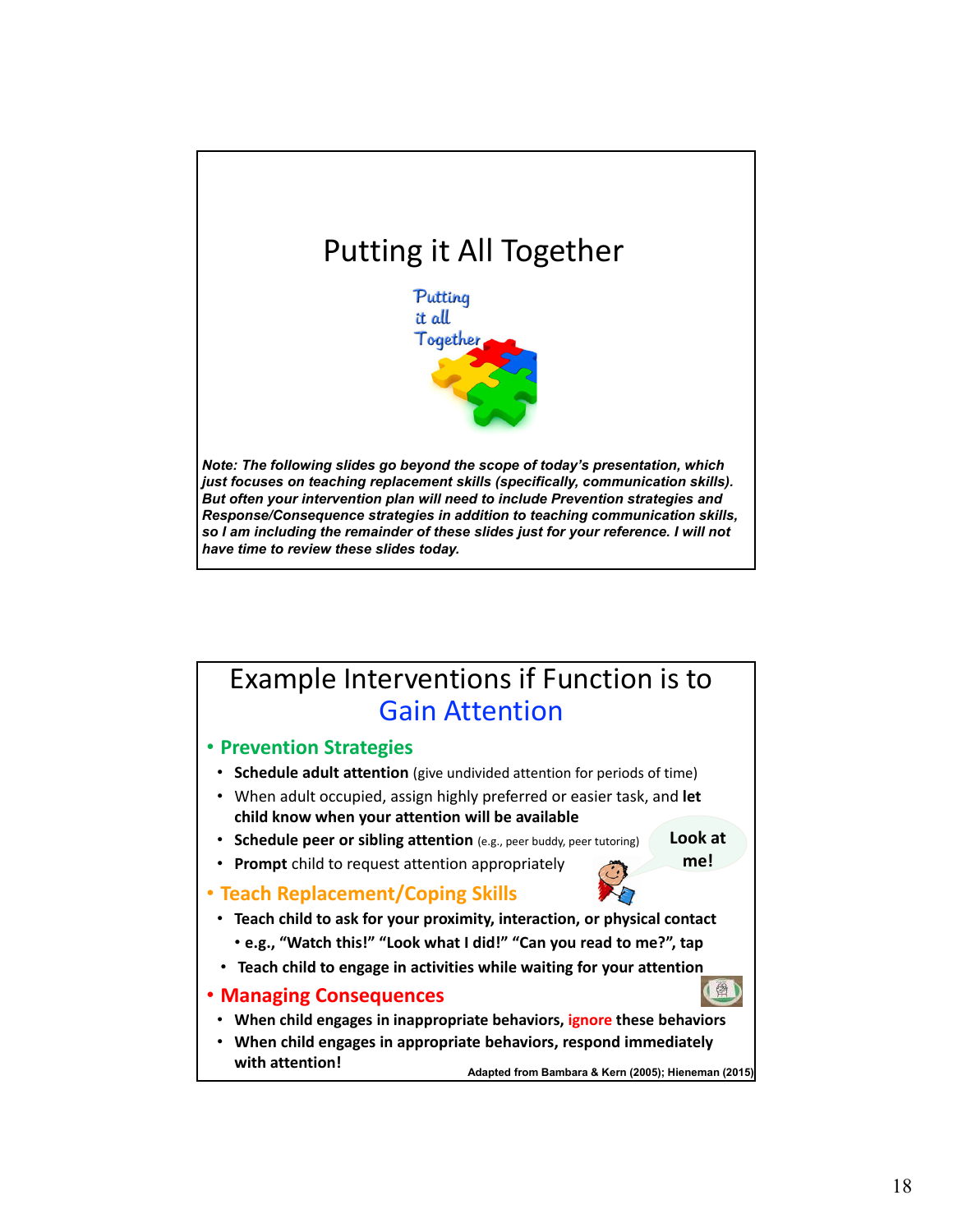# Putting it All Together

*Note: The following slides go beyond the scope of today's presentation, which just focuses on teaching replacement skills (specifically, communication skills). But often your intervention plan will need to include Prevention strategies and Response/Consequence strategies in addition to teaching communication skills, so I am including the remainder of these slides just for your reference. I will not have time to review these slides today.*

# Example Interventions if Function is to Gain Attention

- **Prevention Strategies**
  - **Schedule adult attention** (give undivided attention for periods of time)
  - When adult occupied, assign highly preferred or easier task, and **let child know when your attention will be available**
  - **Schedule peer or sibling attention** (e.g., peer buddy, peer tutoring)
  - **Prompt** child to request attention appropriately

Look at me!

- **Teach Replacement/Coping Skills**
  - **Teach child to ask for your proximity, interaction, or physical contact**
    - **e.g., "Watch this!" "Look what I did!" "Can you read to me?", tap**
  - **Teach child to engage in activities while waiting for your attention**
- **Managing Consequences**
  - **When child engages in inappropriate behaviors, ignore these behaviors**
  - **When child engages in appropriate behaviors, respond immediately with attention!**

**Adapted from Bambara & Kern (2005); Hieneman (2015)**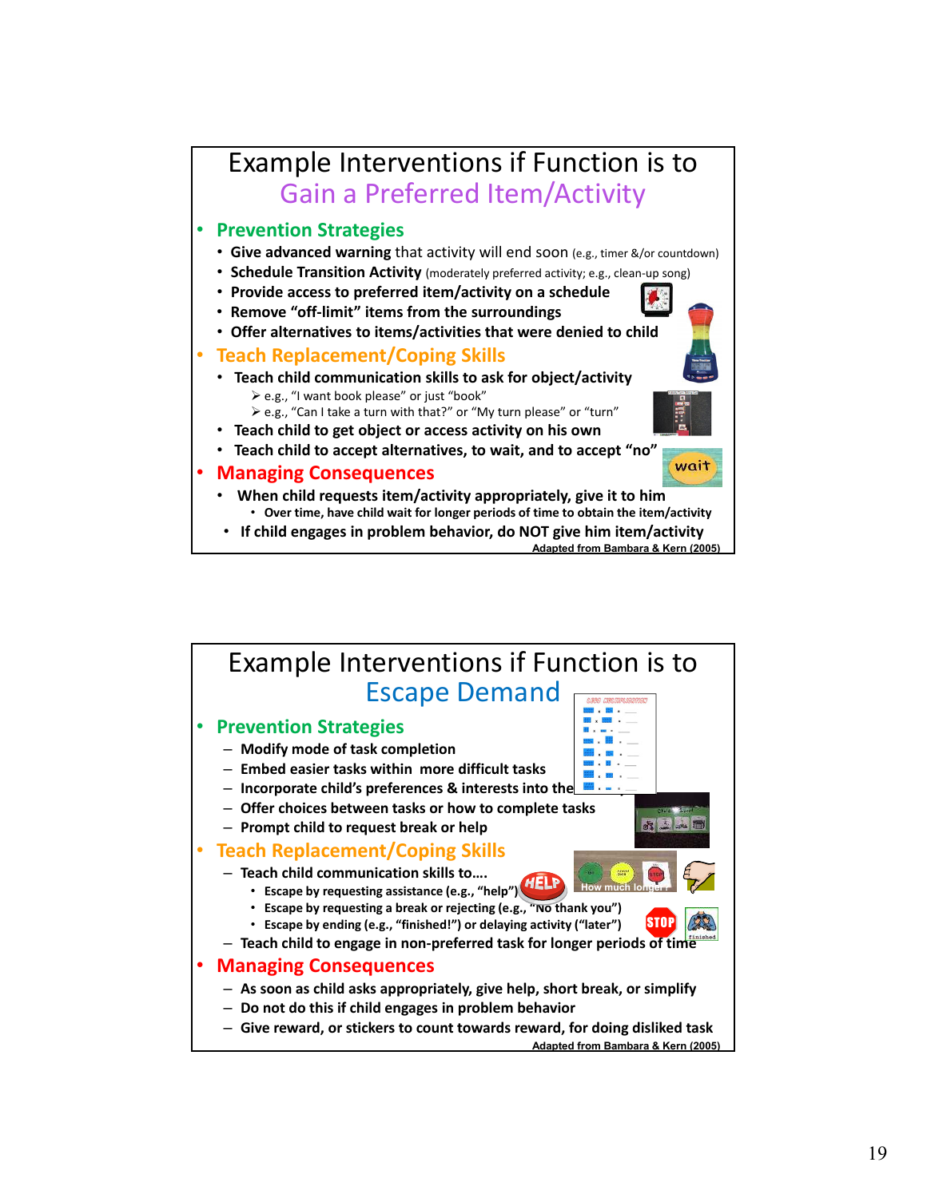# Example Interventions if Function is to Gain a Preferred Item/Activity

- **Prevention Strategies**
  - **Give advanced warning** that activity will end soon (e.g., timer &/or countdown)
  - **Schedule Transition Activity** (moderately preferred activity; e.g., clean-up song)
  - **Provide access to preferred item/activity on a schedule**
  - **Remove "off-limit" items from the surroundings**
  - **Offer alternatives to items/activities that were denied to child**
- **Teach Replacement/Coping Skills**
  - **Teach child communication skills to ask for object/activity**
    - e.g., "I want book please" or just "book"
    - e.g., "Can I take a turn with that?" or "My turn please" or "turn"
  - **Teach child to get object or access activity on his own**
  - **Teach child to accept alternatives, to wait, and to accept "no"**
- **Managing Consequences**
  - **When child requests item/activity appropriately, give it to him**
    - **Over time, have child wait for longer periods of time to obtain the item/activity**
  - **If child engages in problem behavior, do NOT give him item/activity**

Adapted from Bambara & Kern (2005)

# Example Interventions if Function is to Escape Demand

- **Prevention Strategies**
  - **Modify mode of task completion**
  - **Embed easier tasks within more difficult tasks**
  - **Incorporate child's preferences & interests into the**
  - **Offer choices between tasks or how to complete tasks**
  - **Prompt child to request break or help**
- **Teach Replacement/Coping Skills**
  - **Teach child communication skills to….**
    - **Escape by requesting assistance (e.g., "help")**
    - **Escape by requesting a break or rejecting (e.g., "No thank you")**
    - **Escape by ending (e.g., "finished!") or delaying activity ("later")**
  - **Teach child to engage in non-preferred task for longer periods of time**
- **Managing Consequences**
  - **As soon as child asks appropriately, give help, short break, or simplify**
  - **Do not do this if child engages in problem behavior**
  - **Give reward, or stickers to count towards reward, for doing disliked task**

Adapted from Bambara & Kern (2005)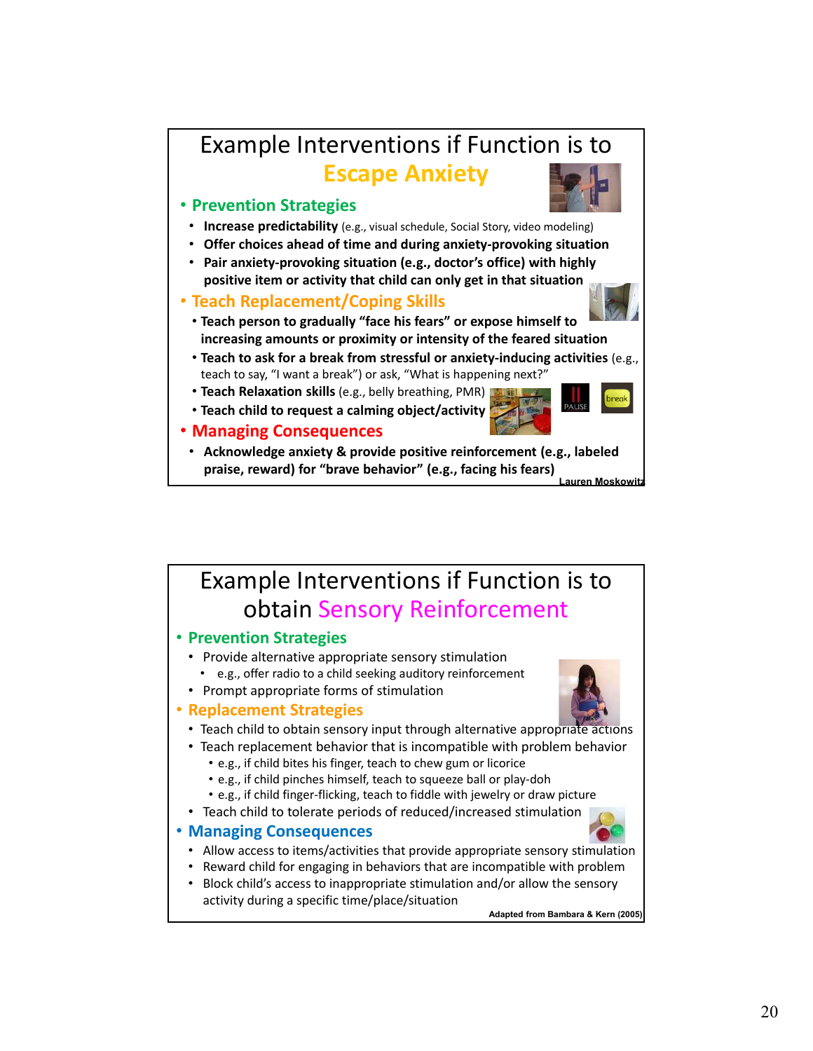## Example Interventions if Function is to Escape Anxiety

- **Prevention Strategies**
  - **Increase predictability** (e.g., visual schedule, Social Story, video modeling)
  - **Offer choices ahead of time and during anxiety-provoking situation**
  - **Pair anxiety-provoking situation (e.g., doctor's office) with highly positive item or activity that child can only get in that situation**
- **Teach Replacement/Coping Skills**
  - **Teach person to gradually "face his fears" or expose himself to increasing amounts or proximity or intensity of the feared situation**
  - **Teach to ask for a break from stressful or anxiety-inducing activities** (e.g., teach to say, "I want a break") or ask, "What is happening next?"
  - **Teach Relaxation skills** (e.g., belly breathing, PMR)
  - **Teach child to request a calming object/activity**
- **Managing Consequences**
  - **Acknowledge anxiety & provide positive reinforcement (e.g., labeled praise, reward) for "brave behavior" (e.g., facing his fears)**

**Lauren Moskowitz**

## Example Interventions if Function is to obtain Sensory Reinforcement

- **Prevention Strategies**
  - Provide alternative appropriate sensory stimulation
    - e.g., offer radio to a child seeking auditory reinforcement
  - Prompt appropriate forms of stimulation
- **Replacement Strategies**
  - Teach child to obtain sensory input through alternative appropriate actions
  - Teach replacement behavior that is incompatible with problem behavior
    - e.g., if child bites his finger, teach to chew gum or licorice
    - e.g., if child pinches himself, teach to squeeze ball or play-doh
    - e.g., if child finger-flicking, teach to fiddle with jewelry or draw picture
  - Teach child to tolerate periods of reduced/increased stimulation
- **Managing Consequences**
  - Allow access to items/activities that provide appropriate sensory stimulation
  - Reward child for engaging in behaviors that are incompatible with problem
  - Block child's access to inappropriate stimulation and/or allow the sensory activity during a specific time/place/situation

**Adapted from Bambara & Kern (2005)**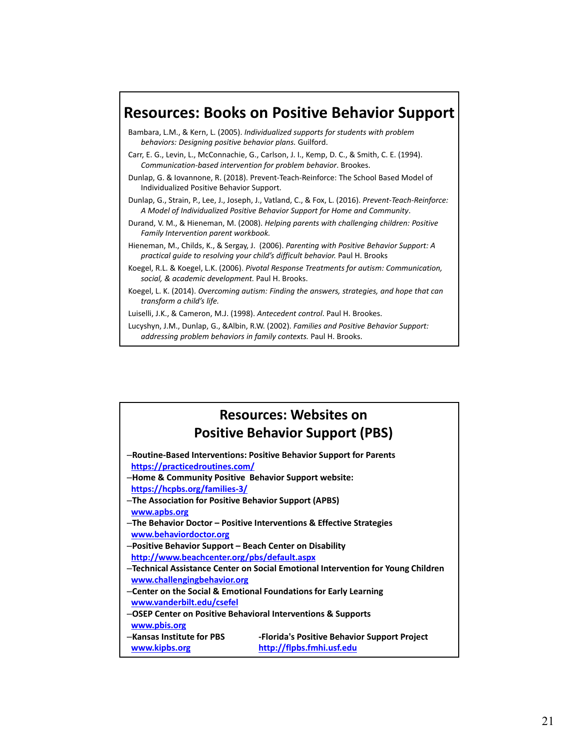## Resources: Books on Positive Behavior Support

Bambara, L.M., & Kern, L. (2005). *Individualized supports for students with problem behaviors: Designing positive behavior plans.* Guilford.

Carr, E. G., Levin, L., McConnachie, G., Carlson, J. I., Kemp, D. C., & Smith, C. E. (1994). *Communication-based intervention for problem behavior*. Brookes.

Dunlap, G. & Iovannone, R. (2018). Prevent-Teach-Reinforce: The School Based Model of Individualized Positive Behavior Support.

Dunlap, G., Strain, P., Lee, J., Joseph, J., Vatland, C., & Fox, L. (2016). *Prevent-Teach-Reinforce: A Model of Individualized Positive Behavior Support for Home and Community*.

Durand, V. M., & Hieneman, M. (2008). *Helping parents with challenging children: Positive Family Intervention parent workbook.*

Hieneman, M., Childs, K., & Sergay, J. (2006). *Parenting with Positive Behavior Support: A practical guide to resolving your child's difficult behavior.* Paul H. Brooks

Koegel, R.L. & Koegel, L.K. (2006). *Pivotal Response Treatments for autism: Communication, social, & academic development.* Paul H. Brooks.

Koegel, L. K. (2014). *Overcoming autism: Finding the answers, strategies, and hope that can transform a child's life.*

Luiselli, J.K., & Cameron, M.J. (1998). *Antecedent control*. Paul H. Brookes.

Lucyshyn, J.M., Dunlap, G., &Albin, R.W. (2002). *Families and Positive Behavior Support: addressing problem behaviors in family contexts.* Paul H. Brooks.

## Resources: Websites on Positive Behavior Support (PBS)

- **Routine-Based Interventions: Positive Behavior Support for Parents**
  https://practicedroutines.com/
- **Home & Community Positive Behavior Support website:**
  https://hcpbs.org/families-3/
- **The Association for Positive Behavior Support (APBS)**
  www.apbs.org
- **The Behavior Doctor – Positive Interventions & Effective Strategies**
  www.behaviordoctor.org
- **Positive Behavior Support – Beach Center on Disability**
  http://www.beachcenter.org/pbs/default.aspx
- **Technical Assistance Center on Social Emotional Intervention for Young Children**
  www.challengingbehavior.org
- **Center on the Social & Emotional Foundations for Early Learning**
  www.vanderbilt.edu/csefel
- **OSEP Center on Positive Behavioral Interventions & Supports**
  www.pbis.org
- **Kansas Institute for PBS**
  www.kipbs.org
- **Florida's Positive Behavior Support Project**
  http://flpbs.fmhi.usf.edu